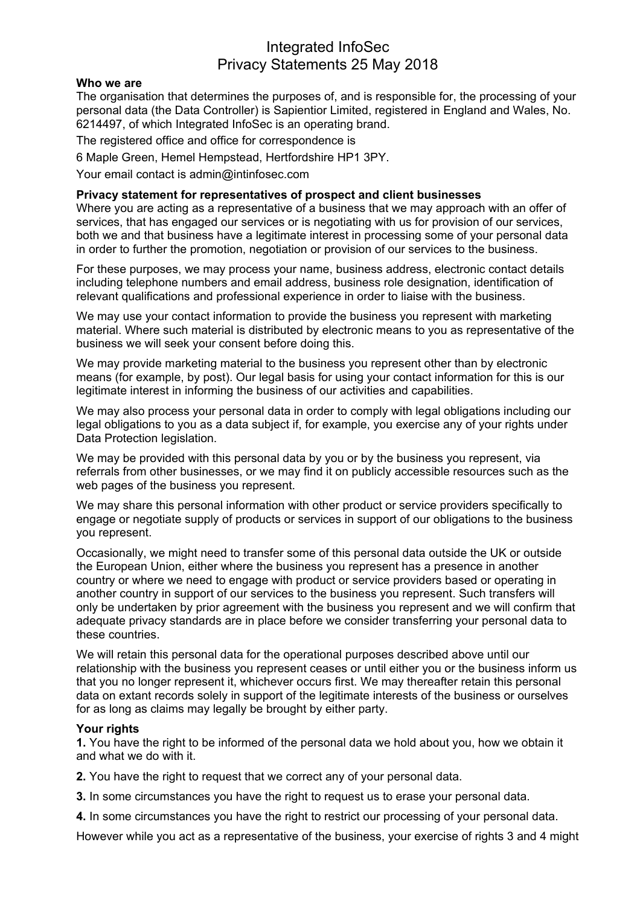# Integrated InfoSec
# Privacy Statements 25 May 2018

**Who we are**

The organisation that determines the purposes of, and is responsible for, the processing of your personal data (the Data Controller) is Sapientior Limited, registered in England and Wales, No. 6214497, of which Integrated InfoSec is an operating brand.

The registered office and office for correspondence is

6 Maple Green, Hemel Hempstead, Hertfordshire HP1 3PY.

Your email contact is admin@intinfosec.com

**Privacy statement for representatives of prospect and client businesses**

Where you are acting as a representative of a business that we may approach with an offer of services, that has engaged our services or is negotiating with us for provision of our services, both we and that business have a legitimate interest in processing some of your personal data in order to further the promotion, negotiation or provision of our services to the business.

For these purposes, we may process your name, business address, electronic contact details including telephone numbers and email address, business role designation, identification of relevant qualifications and professional experience in order to liaise with the business.

We may use your contact information to provide the business you represent with marketing material. Where such material is distributed by electronic means to you as representative of the business we will seek your consent before doing this.

We may provide marketing material to the business you represent other than by electronic means (for example, by post). Our legal basis for using your contact information for this is our legitimate interest in informing the business of our activities and capabilities.

We may also process your personal data in order to comply with legal obligations including our legal obligations to you as a data subject if, for example, you exercise any of your rights under Data Protection legislation.

We may be provided with this personal data by you or by the business you represent, via referrals from other businesses, or we may find it on publicly accessible resources such as the web pages of the business you represent.

We may share this personal information with other product or service providers specifically to engage or negotiate supply of products or services in support of our obligations to the business you represent.

Occasionally, we might need to transfer some of this personal data outside the UK or outside the European Union, either where the business you represent has a presence in another country or where we need to engage with product or service providers based or operating in another country in support of our services to the business you represent. Such transfers will only be undertaken by prior agreement with the business you represent and we will confirm that adequate privacy standards are in place before we consider transferring your personal data to these countries.

We will retain this personal data for the operational purposes described above until our relationship with the business you represent ceases or until either you or the business inform us that you no longer represent it, whichever occurs first. We may thereafter retain this personal data on extant records solely in support of the legitimate interests of the business or ourselves for as long as claims may legally be brought by either party.

**Your rights**

**1.** You have the right to be informed of the personal data we hold about you, how we obtain it and what we do with it.

**2.** You have the right to request that we correct any of your personal data.

**3.** In some circumstances you have the right to request us to erase your personal data.

**4.** In some circumstances you have the right to restrict our processing of your personal data.

However while you act as a representative of the business, your exercise of rights 3 and 4 might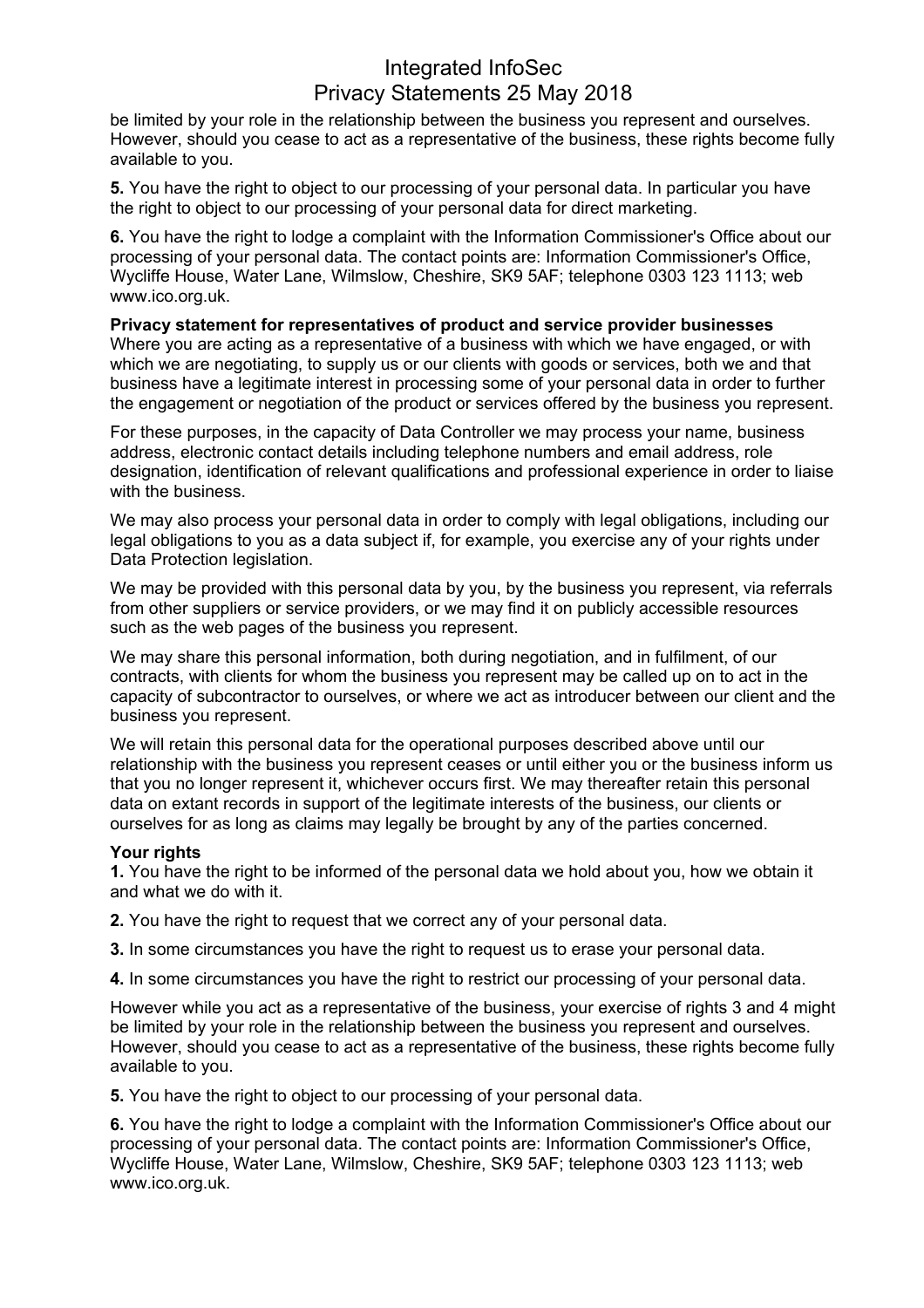be limited by your role in the relationship between the business you represent and ourselves. However, should you cease to act as a representative of the business, these rights become fully available to you.

**5.** You have the right to object to our processing of your personal data. In particular you have the right to object to our processing of your personal data for direct marketing.

**6.** You have the right to lodge a complaint with the Information Commissioner's Office about our processing of your personal data. The contact points are: Information Commissioner's Office, Wycliffe House, Water Lane, Wilmslow, Cheshire, SK9 5AF; telephone 0303 123 1113; web www.ico.org.uk.

**Privacy statement for representatives of product and service provider businesses**

Where you are acting as a representative of a business with which we have engaged, or with which we are negotiating, to supply us or our clients with goods or services, both we and that business have a legitimate interest in processing some of your personal data in order to further the engagement or negotiation of the product or services offered by the business you represent.

For these purposes, in the capacity of Data Controller we may process your name, business address, electronic contact details including telephone numbers and email address, role designation, identification of relevant qualifications and professional experience in order to liaise with the business.

We may also process your personal data in order to comply with legal obligations, including our legal obligations to you as a data subject if, for example, you exercise any of your rights under Data Protection legislation.

We may be provided with this personal data by you, by the business you represent, via referrals from other suppliers or service providers, or we may find it on publicly accessible resources such as the web pages of the business you represent.

We may share this personal information, both during negotiation, and in fulfilment, of our contracts, with clients for whom the business you represent may be called up on to act in the capacity of subcontractor to ourselves, or where we act as introducer between our client and the business you represent.

We will retain this personal data for the operational purposes described above until our relationship with the business you represent ceases or until either you or the business inform us that you no longer represent it, whichever occurs first. We may thereafter retain this personal data on extant records in support of the legitimate interests of the business, our clients or ourselves for as long as claims may legally be brought by any of the parties concerned.

**Your rights**

**1.** You have the right to be informed of the personal data we hold about you, how we obtain it and what we do with it.

**2.** You have the right to request that we correct any of your personal data.

**3.** In some circumstances you have the right to request us to erase your personal data.

**4.** In some circumstances you have the right to restrict our processing of your personal data.

However while you act as a representative of the business, your exercise of rights 3 and 4 might be limited by your role in the relationship between the business you represent and ourselves. However, should you cease to act as a representative of the business, these rights become fully available to you.

**5.** You have the right to object to our processing of your personal data.

**6.** You have the right to lodge a complaint with the Information Commissioner's Office about our processing of your personal data. The contact points are: Information Commissioner's Office, Wycliffe House, Water Lane, Wilmslow, Cheshire, SK9 5AF; telephone 0303 123 1113; web www.ico.org.uk.